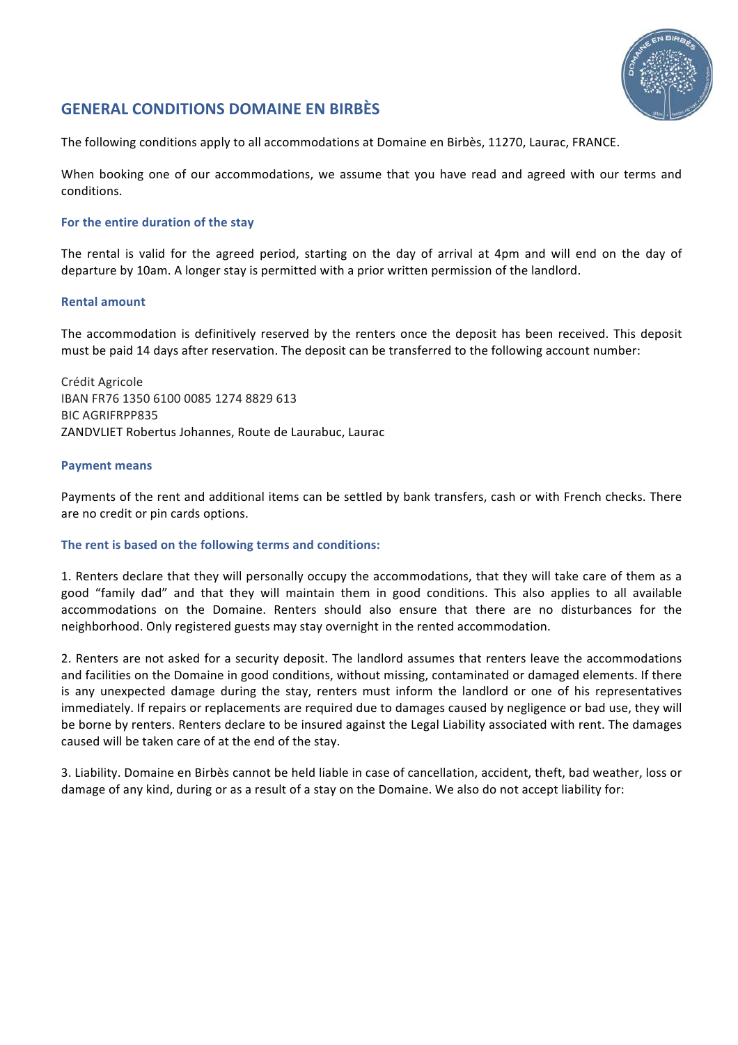## GENERAL CONDITIONS DOMAINE EN BIRBÈS

The following conditions apply to all accommodations at Domaine en Birbès, 11270, Laurac, FRANCE.

When booking one of our accommodations, we assume that you have read and agreed with our terms and conditions.

### For the entire duration of the stay

The rental is valid for the agreed period, starting on the day of arrival at 4pm and will end on the day of departure by 10am. A longer stay is permitted with a prior written permission of the landlord.

### Rental amount

The accommodation is definitively reserved by the renters once the deposit has been received. This deposit must be paid 14 days after reservation. The deposit can be transferred to the following account number:

Crédit Agricole
IBAN FR76 1350 6100 0085 1274 8829 613
BIC AGRIFRPP835
ZANDVLIET Robertus Johannes, Route de Laurabuc, Laurac

### Payment means

Payments of the rent and additional items can be settled by bank transfers, cash or with French checks. There are no credit or pin cards options.

### The rent is based on the following terms and conditions:

1. Renters declare that they will personally occupy the accommodations, that they will take care of them as a good "family dad" and that they will maintain them in good conditions. This also applies to all available accommodations on the Domaine. Renters should also ensure that there are no disturbances for the neighborhood. Only registered guests may stay overnight in the rented accommodation.

2. Renters are not asked for a security deposit. The landlord assumes that renters leave the accommodations and facilities on the Domaine in good conditions, without missing, contaminated or damaged elements. If there is any unexpected damage during the stay, renters must inform the landlord or one of his representatives immediately. If repairs or replacements are required due to damages caused by negligence or bad use, they will be borne by renters. Renters declare to be insured against the Legal Liability associated with rent. The damages caused will be taken care of at the end of the stay.

3. Liability. Domaine en Birbès cannot be held liable in case of cancellation, accident, theft, bad weather, loss or damage of any kind, during or as a result of a stay on the Domaine. We also do not accept liability for: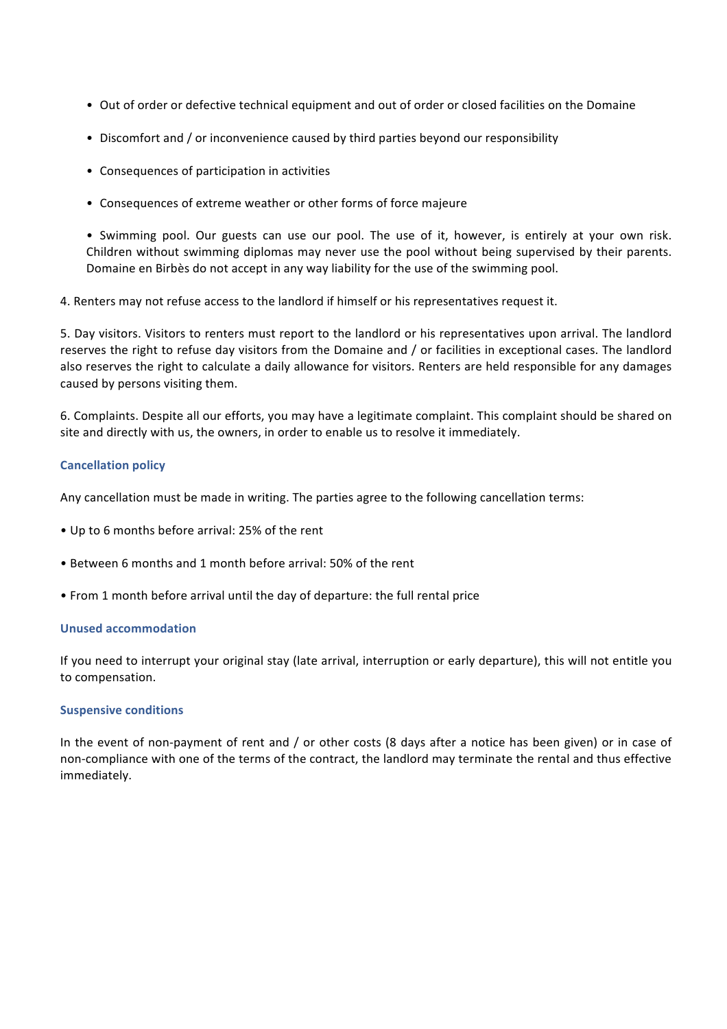- Out of order or defective technical equipment and out of order or closed facilities on the Domaine
- Discomfort and / or inconvenience caused by third parties beyond our responsibility
- Consequences of participation in activities
- Consequences of extreme weather or other forms of force majeure
- Swimming pool. Our guests can use our pool. The use of it, however, is entirely at your own risk. Children without swimming diplomas may never use the pool without being supervised by their parents. Domaine en Birbès do not accept in any way liability for the use of the swimming pool.

4. Renters may not refuse access to the landlord if himself or his representatives request it.

5. Day visitors. Visitors to renters must report to the landlord or his representatives upon arrival. The landlord reserves the right to refuse day visitors from the Domaine and / or facilities in exceptional cases. The landlord also reserves the right to calculate a daily allowance for visitors. Renters are held responsible for any damages caused by persons visiting them.

6. Complaints. Despite all our efforts, you may have a legitimate complaint. This complaint should be shared on site and directly with us, the owners, in order to enable us to resolve it immediately.

### Cancellation policy

Any cancellation must be made in writing. The parties agree to the following cancellation terms:

- Up to 6 months before arrival: 25% of the rent
- Between 6 months and 1 month before arrival: 50% of the rent
- From 1 month before arrival until the day of departure: the full rental price

### Unused accommodation

If you need to interrupt your original stay (late arrival, interruption or early departure), this will not entitle you to compensation.

### Suspensive conditions

In the event of non-payment of rent and / or other costs (8 days after a notice has been given) or in case of non-compliance with one of the terms of the contract, the landlord may terminate the rental and thus effective immediately.